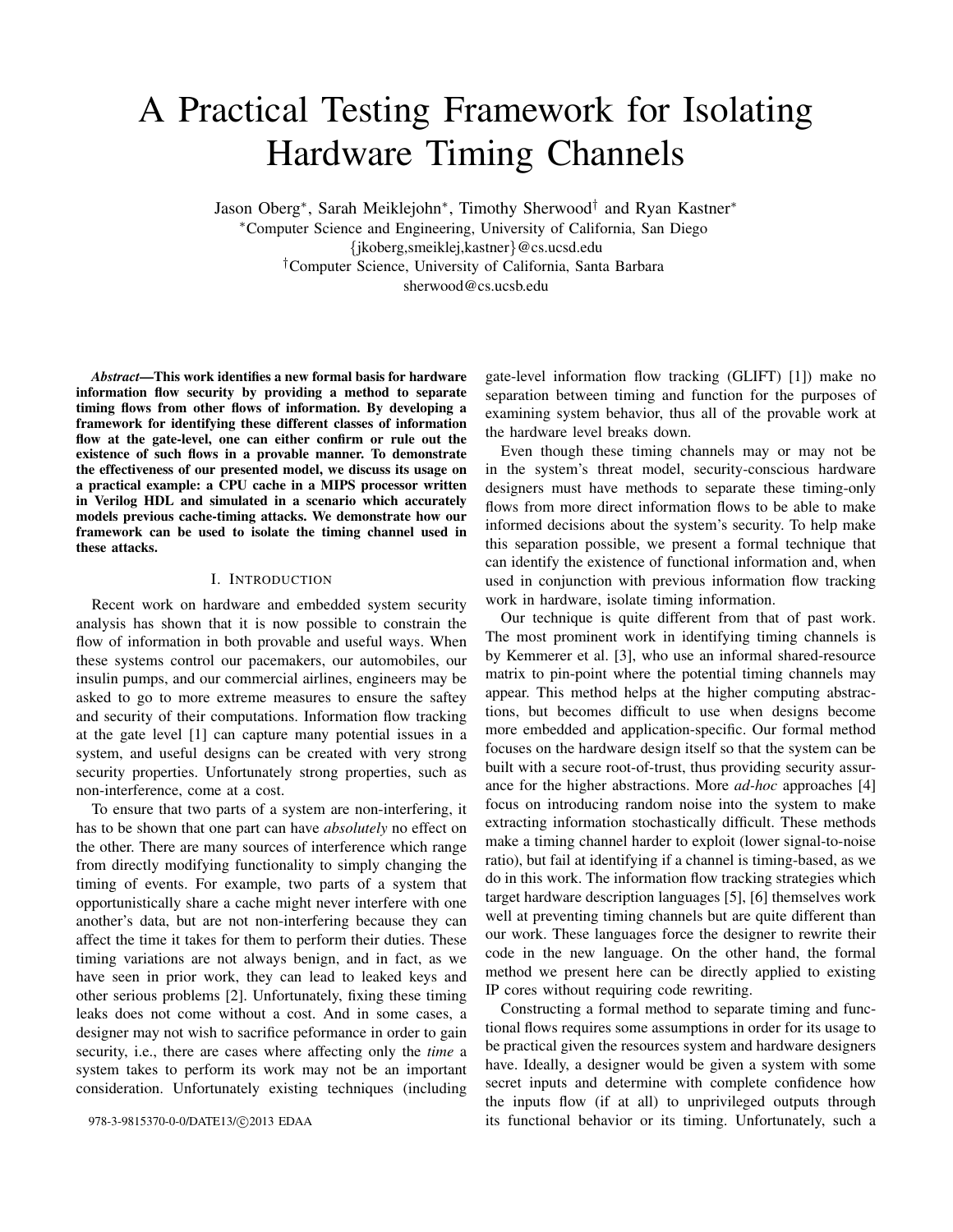# A Practical Testing Framework for Isolating Hardware Timing Channels

Jason Oberg*, Sarah Meiklejohn*, Timothy Sherwood† and Ryan Kastner*

*Computer Science and Engineering, University of California, San Diego

{jkoberg,smeiklej,kastner}@cs.ucsd.edu

†Computer Science, University of California, Santa Barbara

sherwood@cs.ucsb.edu

***Abstract*—This work identifies a new formal basis for hardware information flow security by providing a method to separate timing flows from other flows of information. By developing a framework for identifying these different classes of information flow at the gate-level, one can either confirm or rule out the existence of such flows in a provable manner. To demonstrate the effectiveness of our presented model, we discuss its usage on a practical example: a CPU cache in a MIPS processor written in Verilog HDL and simulated in a scenario which accurately models previous cache-timing attacks. We demonstrate how our framework can be used to isolate the timing channel used in these attacks.**

## I. Introduction

Recent work on hardware and embedded system security analysis has shown that it is now possible to constrain the flow of information in both provable and useful ways. When these systems control our pacemakers, our automobiles, our insulin pumps, and our commercial airlines, engineers may be asked to go to more extreme measures to ensure the saftey and security of their computations. Information flow tracking at the gate level [1] can capture many potential issues in a system, and useful designs can be created with very strong security properties. Unfortunately strong properties, such as non-interference, come at a cost.

To ensure that two parts of a system are non-interfering, it has to be shown that one part can have *absolutely* no effect on the other. There are many sources of interference which range from directly modifying functionality to simply changing the timing of events. For example, two parts of a system that opportunistically share a cache might never interfere with one another's data, but are not non-interfering because they can affect the time it takes for them to perform their duties. These timing variations are not always benign, and in fact, as we have seen in prior work, they can lead to leaked keys and other serious problems [2]. Unfortunately, fixing these timing leaks does not come without a cost. And in some cases, a designer may not wish to sacrifice peformance in order to gain security, i.e., there are cases where affecting only the *time* a system takes to perform its work may not be an important consideration. Unfortunately existing techniques (including gate-level information flow tracking (GLIFT) [1]) make no separation between timing and function for the purposes of examining system behavior, thus all of the provable work at the hardware level breaks down.

Even though these timing channels may or may not be in the system's threat model, security-conscious hardware designers must have methods to separate these timing-only flows from more direct information flows to be able to make informed decisions about the system's security. To help make this separation possible, we present a formal technique that can identify the existence of functional information and, when used in conjunction with previous information flow tracking work in hardware, isolate timing information.

Our technique is quite different from that of past work. The most prominent work in identifying timing channels is by Kemmerer et al. [3], who use an informal shared-resource matrix to pin-point where the potential timing channels may appear. This method helps at the higher computing abstractions, but becomes difficult to use when designs become more embedded and application-specific. Our formal method focuses on the hardware design itself so that the system can be built with a secure root-of-trust, thus providing security assurance for the higher abstractions. More *ad-hoc* approaches [4] focus on introducing random noise into the system to make extracting information stochastically difficult. These methods make a timing channel harder to exploit (lower signal-to-noise ratio), but fail at identifying if a channel is timing-based, as we do in this work. The information flow tracking strategies which target hardware description languages [5], [6] themselves work well at preventing timing channels but are quite different than our work. These languages force the designer to rewrite their code in the new language. On the other hand, the formal method we present here can be directly applied to existing IP cores without requiring code rewriting.

Constructing a formal method to separate timing and functional flows requires some assumptions in order for its usage to be practical given the resources system and hardware designers have. Ideally, a designer would be given a system with some secret inputs and determine with complete confidence how the inputs flow (if at all) to unprivileged outputs through its functional behavior or its timing. Unfortunately, such a

978-3-9815370-0-0/DATE13/©2013 EDAA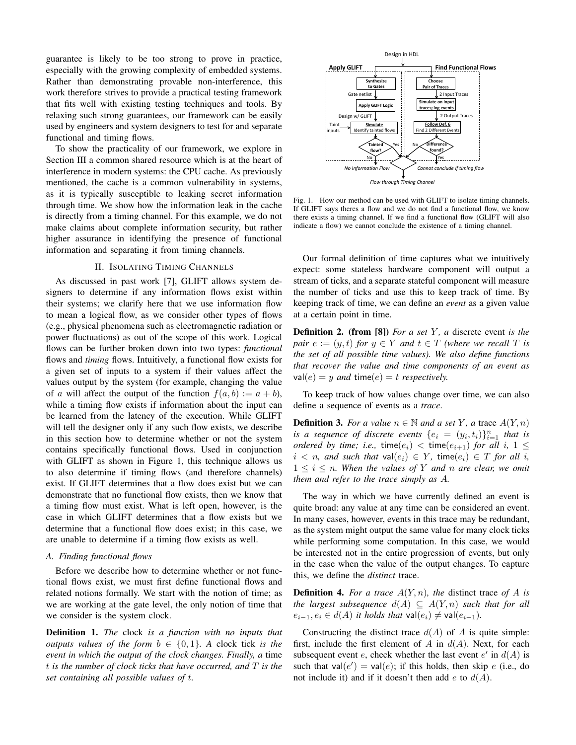guarantee is likely to be too strong to prove in practice, especially with the growing complexity of embedded systems. Rather than demonstrating provable non-interference, this work therefore strives to provide a practical testing framework that fits well with existing testing techniques and tools. By relaxing such strong guarantees, our framework can be easily used by engineers and system designers to test for and separate functional and timing flows.

To show the practicality of our framework, we explore in Section III a common shared resource which is at the heart of interference in modern systems: the CPU cache. As previously mentioned, the cache is a common vulnerability in systems, as it is typically susceptible to leaking secret information through time. We show how the information leak in the cache is directly from a timing channel. For this example, we do not make claims about complete information security, but rather higher assurance in identifying the presence of functional information and separating it from timing channels.

## II. Isolating Timing Channels

As discussed in past work [7], GLIFT allows system designers to determine if any information flows exist within their systems; we clarify here that we use information flow to mean a logical flow, as we consider other types of flows (e.g., physical phenomena such as electromagnetic radiation or power fluctuations) as out of the scope of this work. Logical flows can be further broken down into two types: *functional* flows and *timing* flows. Intuitively, a functional flow exists for a given set of inputs to a system if their values affect the values output by the system (for example, changing the value of $a$ will affect the output of the function $f(a,b) := a + b$), while a timing flow exists if information about the input can be learned from the latency of the execution. While GLIFT will tell the designer only if any such flow exists, we describe in this section how to determine whether or not the system contains specifically functional flows. Used in conjunction with GLIFT as shown in Figure 1, this technique allows us to also determine if timing flows (and therefore channels) exist. If GLIFT determines that a flow does exist but we can demonstrate that no functional flow exists, then we know that a timing flow must exist. What is left open, however, is the case in which GLIFT determines that a flow exists but we determine that a functional flow does exist; in this case, we are unable to determine if a timing flow exists as well.

### A. Finding functional flows

Before we describe how to determine whether or not functional flows exist, we must first define functional flows and related notions formally. We start with the notion of time; as we are working at the gate level, the only notion of time that we consider is the system clock.

**Definition 1.** *The* clock *is a function with no inputs that outputs values of the form $b \in \{0,1\}$. A* clock tick *is the event in which the output of the clock changes. Finally, a* time *$t$ is the number of clock ticks that have occurred, and $T$ is the set containing all possible values of $t$.*

Fig. 1. How our method can be used with GLIFT to isolate timing channels. If GLIFT says theres a flow and we do not find a functional flow, we know there exists a timing channel. If we find a functional flow (GLIFT will also indicate a flow) we cannot conclude the existence of a timing channel.

Our formal definition of time captures what we intuitively expect: some stateless hardware component will output a stream of ticks, and a separate stateful component will measure the number of ticks and use this to keep track of time. By keeping track of time, we can define an *event* as a given value at a certain point in time.

**Definition 2. (from [8])** *For a set $Y$, a* discrete event *is the pair $e := (y,t)$ for $y \in Y$ and $t \in T$ (where we recall $T$ is the set of all possible time values). We also define functions that recover the value and time components of an event as $\mathsf{val}(e) = y$ and $\mathsf{time}(e) = t$ respectively.*

To keep track of how values change over time, we can also define a sequence of events as a *trace*.

**Definition 3.** *For a value $n \in \mathbb{N}$ and a set $Y$, a* trace *$A(Y,n)$ is a sequence of discrete events $\{e_i = (y_i,t_i)\}_{i=1}^n$ that is ordered by time; i.e., $\mathsf{time}(e_i) < \mathsf{time}(e_{i+1})$ for all $i$, $1 \le i < n$, and such that $\mathsf{val}(e_i) \in Y$, $\mathsf{time}(e_i) \in T$ for all $i$, $1 \le i \le n$. When the values of $Y$ and $n$ are clear, we omit them and refer to the trace simply as $A$.*

The way in which we have currently defined an event is quite broad: any value at any time can be considered an event. In many cases, however, events in this trace may be redundant, as the system might output the same value for many clock ticks while performing some computation. In this case, we would be interested not in the entire progression of events, but only in the case when the value of the output changes. To capture this, we define the *distinct* trace.

**Definition 4.** *For a trace $A(Y,n)$, the* distinct trace *of $A$ is the largest subsequence $d(A) \subseteq A(Y,n)$ such that for all $e_{i-1}, e_i \in d(A)$ it holds that $\mathsf{val}(e_i) \neq \mathsf{val}(e_{i-1})$.*

Constructing the distinct trace $d(A)$ of $A$ is quite simple: first, include the first element of $A$ in $d(A)$. Next, for each subsequent event $e$, check whether the last event $e'$ in $d(A)$ is such that $\mathsf{val}(e') = \mathsf{val}(e)$; if this holds, then skip $e$ (i.e., do not include it) and if it doesn't then add $e$ to $d(A)$.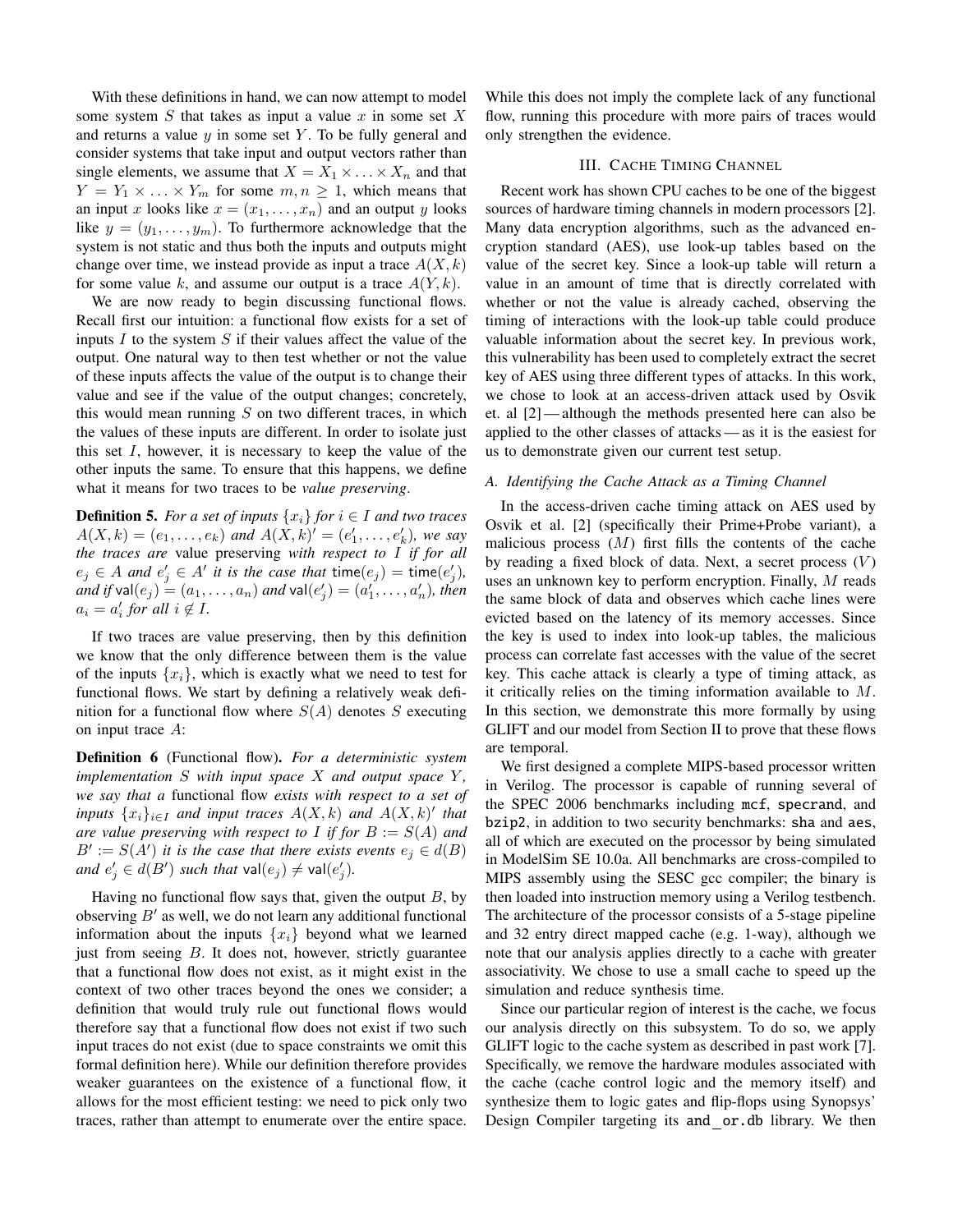With these definitions in hand, we can now attempt to model some system $S$ that takes as input a value $x$ in some set $X$ and returns a value $y$ in some set $Y$. To be fully general and consider systems that take input and output vectors rather than single elements, we assume that $X = X_1 \times \ldots \times X_n$ and that $Y = Y_1 \times \ldots \times Y_m$ for some $m, n \geq 1$, which means that an input $x$ looks like $x = (x_1, \ldots, x_n)$ and an output $y$ looks like $y = (y_1, \ldots, y_m)$. To furthermore acknowledge that the system is not static and thus both the inputs and outputs might change over time, we instead provide as input a trace $A(X, k)$ for some value $k$, and assume our output is a trace $A(Y, k)$.

We are now ready to begin discussing functional flows. Recall first our intuition: a functional flow exists for a set of inputs $I$ to the system $S$ if their values affect the value of the output. One natural way to then test whether or not the value of these inputs affects the value of the output is to change their value and see if the value of the output changes; concretely, this would mean running $S$ on two different traces, in which the values of these inputs are different. In order to isolate just this set $I$, however, it is necessary to keep the value of the other inputs the same. To ensure that this happens, we define what it means for two traces to be *value preserving*.

**Definition 5.** *For a set of inputs $\{x_i\}$ for $i \in I$ and two traces $A(X, k) = (e_1, \ldots, e_k)$ and $A(X, k)' = (e'_1, \ldots, e'_k)$, we say the traces are* value preserving *with respect to $I$ if for all $e_j \in A$ and $e'_j \in A'$ it is the case that $\mathsf{time}(e_j) = \mathsf{time}(e'_j)$, and if $\mathsf{val}(e_j) = (a_1, \ldots, a_n)$ and $\mathsf{val}(e'_j) = (a'_1, \ldots, a'_n)$, then $a_i = a'_i$ for all $i \notin I$.*

If two traces are value preserving, then by this definition we know that the only difference between them is the value of the inputs $\{x_i\}$, which is exactly what we need to test for functional flows. We start by defining a relatively weak definition for a functional flow where $S(A)$ denotes $S$ executing on input trace $A$:

**Definition 6** (Functional flow)**.** *For a deterministic system implementation $S$ with input space $X$ and output space $Y$, we say that a* functional flow *exists with respect to a set of inputs $\{x_i\}_{i \in I}$ and input traces $A(X, k)$ and $A(X, k)'$ that are value preserving with respect to $I$ if for $B := S(A)$ and $B' := S(A')$ it is the case that there exists events $e_j \in d(B)$ and $e'_j \in d(B')$ such that $\mathsf{val}(e_j) \neq \mathsf{val}(e'_j)$.*

Having no functional flow says that, given the output $B$, by observing $B'$ as well, we do not learn any additional functional information about the inputs $\{x_i\}$ beyond what we learned just from seeing $B$. It does not, however, strictly guarantee that a functional flow does not exist, as it might exist in the context of two other traces beyond the ones we consider; a definition that would truly rule out functional flows would therefore say that a functional flow does not exist if two such input traces do not exist (due to space constraints we omit this formal definition here). While our definition therefore provides weaker guarantees on the existence of a functional flow, it allows for the most efficient testing: we need to pick only two traces, rather than attempt to enumerate over the entire space. While this does not imply the complete lack of any functional flow, running this procedure with more pairs of traces would only strengthen the evidence.

## III. Cache Timing Channel

Recent work has shown CPU caches to be one of the biggest sources of hardware timing channels in modern processors [2]. Many data encryption algorithms, such as the advanced encryption standard (AES), use look-up tables based on the value of the secret key. Since a look-up table will return a value in an amount of time that is directly correlated with whether or not the value is already cached, observing the timing of interactions with the look-up table could produce valuable information about the secret key. In previous work, this vulnerability has been used to completely extract the secret key of AES using three different types of attacks. In this work, we chose to look at an access-driven attack used by Osvik et. al [2] — although the methods presented here can also be applied to the other classes of attacks — as it is the easiest for us to demonstrate given our current test setup.

### *A. Identifying the Cache Attack as a Timing Channel*

In the access-driven cache timing attack on AES used by Osvik et al. [2] (specifically their Prime+Probe variant), a malicious process ($M$) first fills the contents of the cache by reading a fixed block of data. Next, a secret process ($V$) uses an unknown key to perform encryption. Finally, $M$ reads the same block of data and observes which cache lines were evicted based on the latency of its memory accesses. Since the key is used to index into look-up tables, the malicious process can correlate fast accesses with the value of the secret key. This cache attack is clearly a type of timing attack, as it critically relies on the timing information available to $M$. In this section, we demonstrate this more formally by using GLIFT and our model from Section II to prove that these flows are temporal.

We first designed a complete MIPS-based processor written in Verilog. The processor is capable of running several of the SPEC 2006 benchmarks including `mcf`, `specrand`, and `bzip2`, in addition to two security benchmarks: `sha` and `aes`, all of which are executed on the processor by being simulated in ModelSim SE 10.0a. All benchmarks are cross-compiled to MIPS assembly using the SESC gcc compiler; the binary is then loaded into instruction memory using a Verilog testbench. The architecture of the processor consists of a 5-stage pipeline and 32 entry direct mapped cache (e.g. 1-way), although we note that our analysis applies directly to a cache with greater associativity. We chose to use a small cache to speed up the simulation and reduce synthesis time.

Since our particular region of interest is the cache, we focus our analysis directly on this subsystem. To do so, we apply GLIFT logic to the cache system as described in past work [7]. Specifically, we remove the hardware modules associated with the cache (cache control logic and the memory itself) and synthesize them to logic gates and flip-flops using Synopsys' Design Compiler targeting its `and_or.db` library. We then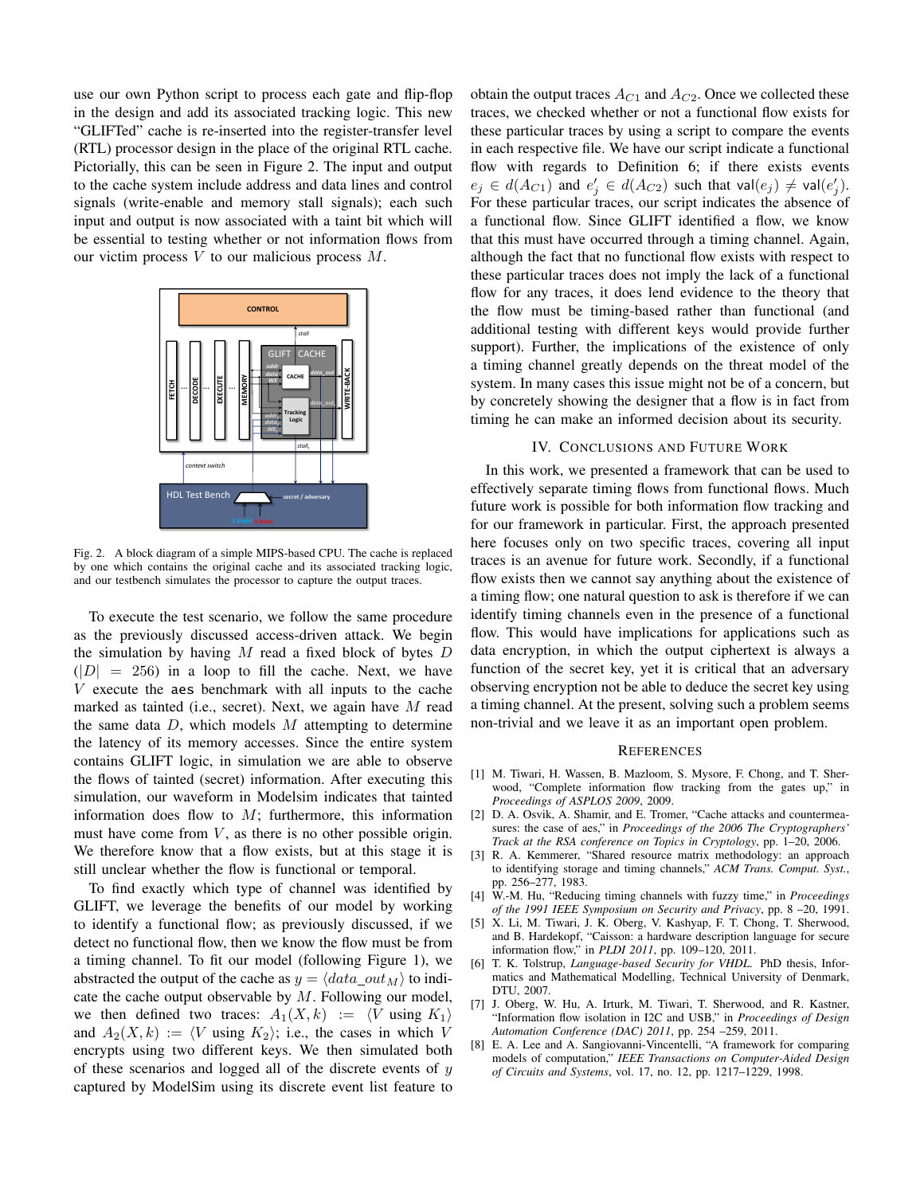use our own Python script to process each gate and flip-flop in the design and add its associated tracking logic. This new "GLIFTed" cache is re-inserted into the register-transfer level (RTL) processor design in the place of the original RTL cache. Pictorially, this can be seen in Figure 2. The input and output to the cache system include address and data lines and control signals (write-enable and memory stall signals); each such input and output is now associated with a taint bit which will be essential to testing whether or not information flows from our victim process $V$ to our malicious process $M$.

CONTROL

stall

GLIFT CACHE

addr

data

WE

CACHE

data_out

Tracking Logic

FETCH

DECODE

EXECUTE

MEMORY

WRITE-BACK

stall

context switch

HDL Test Bench

secret / adversary

Fig. 2. A block diagram of a simple MIPS-based CPU. The cache is replaced by one which contains the original cache and its associated tracking logic, and our testbench simulates the processor to capture the output traces.

To execute the test scenario, we follow the same procedure as the previously discussed access-driven attack. We begin the simulation by having $M$ read a fixed block of bytes $D$ ($|D| = 256$) in a loop to fill the cache. Next, we have $V$ execute the aes benchmark with all inputs to the cache marked as tainted (i.e., secret). Next, we again have $M$ read the same data $D$, which models $M$ attempting to determine the latency of its memory accesses. Since the entire system contains GLIFT logic, in simulation we are able to observe the flows of tainted (secret) information. After executing this simulation, our waveform in Modelsim indicates that tainted information does flow to $M$; furthermore, this information must have come from $V$, as there is no other possible origin. We therefore know that a flow exists, but at this stage it is still unclear whether the flow is functional or temporal.

To find exactly which type of channel was identified by GLIFT, we leverage the benefits of our model by working to identify a functional flow; as previously discussed, if we detect no functional flow, then we know the flow must be from a timing channel. To fit our model (following Figure 1), we abstracted the output of the cache as $y = \langle data\_out_M \rangle$ to indicate the cache output observable by $M$. Following our model, we then defined two traces: $A_1(X, k) := \langle V \text{ using } K_1 \rangle$ and $A_2(X, k) := \langle V \text{ using } K_2 \rangle$; i.e., the cases in which $V$ encrypts using two different keys. We then simulated both of these scenarios and logged all of the discrete events of $y$ captured by ModelSim using its discrete event list feature to obtain the output traces $A_{C1}$ and $A_{C2}$. Once we collected these traces, we checked whether or not a functional flow exists for these particular traces by using a script to compare the events in each respective file. We have our script indicate a functional flow with regards to Definition 6; if there exists events $e_j \in d(A_{C1})$ and $e'_j \in d(A_{C2})$ such that $\mathsf{val}(e_j) \neq \mathsf{val}(e'_j)$. For these particular traces, our script indicates the absence of a functional flow. Since GLIFT identified a flow, we know that this must have occurred through a timing channel. Again, although the fact that no functional flow exists with respect to these particular traces does not imply the lack of a functional flow for any traces, it does lend evidence to the theory that the flow must be timing-based rather than functional (and additional testing with different keys would provide further support). Further, the implications of the existence of only a timing channel greatly depends on the threat model of the system. In many cases this issue might not be of a concern, but by concretely showing the designer that a flow is in fact from timing he can make an informed decision about its security.

## IV. Conclusions and Future Work

In this work, we presented a framework that can be used to effectively separate timing flows from functional flows. Much future work is possible for both information flow tracking and for our framework in particular. First, the approach presented here focuses only on two specific traces, covering all input traces is an avenue for future work. Secondly, if a functional flow exists then we cannot say anything about the existence of a timing flow; one natural question to ask is therefore if we can identify timing channels even in the presence of a functional flow. This would have implications for applications such as data encryption, in which the output ciphertext is always a function of the secret key, yet it is critical that an adversary observing encryption not be able to deduce the secret key using a timing channel. At the present, solving such a problem seems non-trivial and we leave it as an important open problem.

## References

[1] M. Tiwari, H. Wassen, B. Mazloom, S. Mysore, F. Chong, and T. Sherwood, "Complete information flow tracking from the gates up," in *Proceedings of ASPLOS 2009*, 2009.

[2] D. A. Osvik, A. Shamir, and E. Tromer, "Cache attacks and countermeasures: the case of aes," in *Proceedings of the 2006 The Cryptographers' Track at the RSA conference on Topics in Cryptology*, pp. 1–20, 2006.

[3] R. A. Kemmerer, "Shared resource matrix methodology: an approach to identifying storage and timing channels," *ACM Trans. Comput. Syst.*, pp. 256–277, 1983.

[4] W.-M. Hu, "Reducing timing channels with fuzzy time," in *Proceedings of the 1991 IEEE Symposium on Security and Privacy*, pp. 8 –20, 1991.

[5] X. Li, M. Tiwari, J. K. Oberg, V. Kashyap, F. T. Chong, T. Sherwood, and B. Hardekopf, "Caisson: a hardware description language for secure information flow," in *PLDI 2011*, pp. 109–120, 2011.

[6] T. K. Tolstrup, *Language-based Security for VHDL*. PhD thesis, Informatics and Mathematical Modelling, Technical University of Denmark, DTU, 2007.

[7] J. Oberg, W. Hu, A. Irturk, M. Tiwari, T. Sherwood, and R. Kastner, "Information flow isolation in I2C and USB," in *Proceedings of Design Automation Conference (DAC) 2011*, pp. 254 –259, 2011.

[8] E. A. Lee and A. Sangiovanni-Vincentelli, "A framework for comparing models of computation," *IEEE Transactions on Computer-Aided Design of Circuits and Systems*, vol. 17, no. 12, pp. 1217–1229, 1998.